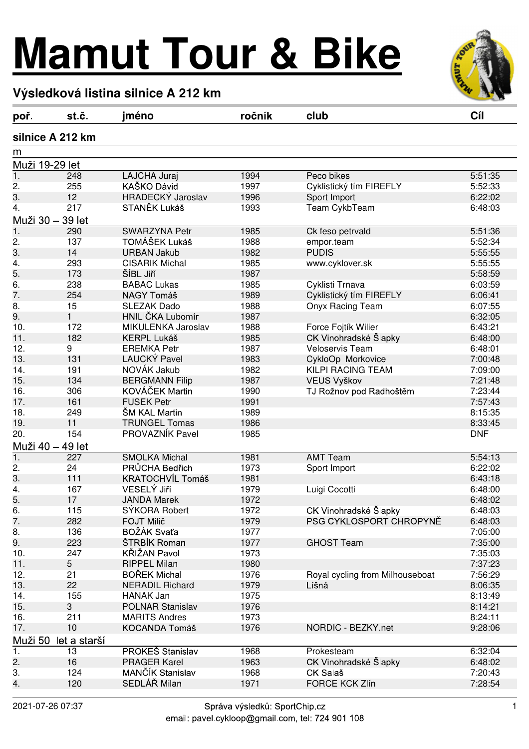# Mamut Tour & Bike

## Výsledková listina silnice A 212 km

| poř. | st.č. | jméno | ročník | club | Cíl |
|---|---|---|---|---|---|
| **silnice A 212 km** | | | | | |
| m | | | | | |
| Muži 19-29 let | | | | | |
| 1. | 248 | LAJCHA Juraj | 1994 | Peco bikes | 5:51:35 |
| 2. | 255 | KAŠKO Dávid | 1997 | Cyklistický tím FIREFLY | 5:52:33 |
| 3. | 12 | HRADECKÝ Jaroslav | 1996 | Sport Import | 6:22:02 |
| 4. | 217 | STANĚK Lukáš | 1993 | Team CykbTeam | 6:48:03 |
| Muži 30 – 39 let | | | | | |
| 1. | 290 | SWARZYNA Petr | 1985 | Ck feso petrvald | 5:51:36 |
| 2. | 137 | TOMÁŠEK Lukáš | 1988 | empor.team | 5:52:34 |
| 3. | 14 | URBAN Jakub | 1982 | PUDIS | 5:55:55 |
| 4. | 293 | CISARIK Michal | 1985 | www.cyklover.sk | 5:55:55 |
| 5. | 173 | ŠÍBL Jiří | 1987 | | 5:58:59 |
| 6. | 238 | BABAC Lukas | 1985 | Cyklisti Trnava | 6:03:59 |
| 7. | 254 | NAGY Tomáš | 1989 | Cyklistický tím FIREFLY | 6:06:41 |
| 8. | 15 | SLEZAK Dado | 1988 | Onyx Racing Team | 6:07:55 |
| 9. | 1 | HNILIČKA Lubomír | 1987 | | 6:32:05 |
| 10. | 172 | MIKULENKA Jaroslav | 1988 | Force Fojtík Wilier | 6:43:21 |
| 11. | 182 | KERPL Lukáš | 1985 | CK Vinohradské Šlapky | 6:48:00 |
| 12. | 9 | EREMKA Petr | 1987 | Veloservis Team | 6:48:01 |
| 13. | 131 | LAUCKÝ Pavel | 1983 | CykloOp Morkovice | 7:00:48 |
| 14. | 191 | NOVÁK Jakub | 1982 | KILPI RACING TEAM | 7:09:00 |
| 15. | 134 | BERGMANN Filip | 1987 | VEUS Vyškov | 7:21:48 |
| 16. | 306 | KOVÁČEK Martin | 1990 | TJ Rožnov pod Radhoštěm | 7:23:44 |
| 17. | 161 | FUSEK Petr | 1991 | | 7:57:43 |
| 18. | 249 | ŠMIKAL Martin | 1989 | | 8:15:35 |
| 19. | 11 | TRUNGEL Tomas | 1986 | | 8:33:45 |
| 20. | 154 | PROVAZNÍK Pavel | 1985 | | DNF |
| Muži 40 – 49 let | | | | | |
| 1. | 227 | SMOLKA Michal | 1981 | AMT Team | 5:54:13 |
| 2. | 24 | PRŮCHA Bedřich | 1973 | Sport Import | 6:22:02 |
| 3. | 111 | KRATOCHVÍL Tomáš | 1981 | | 6:43:18 |
| 4. | 167 | VESELÝ Jiří | 1979 | Luigi Cocotti | 6:48:00 |
| 5. | 17 | JANDA Marek | 1972 | | 6:48:02 |
| 6. | 115 | SÝKORA Robert | 1972 | CK Vinohradské Šlapky | 6:48:03 |
| 7. | 282 | FOJT Milič | 1979 | PSG CYKLOSPORT CHROPYNĚ | 6:48:03 |
| 8. | 136 | BOŽÁK Svaťa | 1977 | | 7:05:00 |
| 9. | 223 | ŠTRBÍK Roman | 1977 | GHOST Team | 7:35:00 |
| 10. | 247 | KŘIŽAN Pavol | 1973 | | 7:35:03 |
| 11. | 5 | RIPPEL Milan | 1980 | | 7:37:23 |
| 12. | 21 | BOŘEK Michal | 1976 | Royal cycling from Milhouseboat | 7:56:29 |
| 13. | 22 | NERADIL Richard | 1979 | Líšná | 8:06:35 |
| 14. | 155 | HANAK Jan | 1975 | | 8:13:49 |
| 15. | 3 | POLNAR Stanislav | 1976 | | 8:14:21 |
| 16. | 211 | MARITS Andres | 1973 | | 8:24:11 |
| 17. | 10 | KOCANDA Tomáš | 1976 | NORDIC - BEZKY.net | 9:28:06 |
| Muži 50 let a starší | | | | | |
| 1. | 13 | PROKEŠ Stanislav | 1968 | Prokesteam | 6:32:04 |
| 2. | 16 | PRAGER Karel | 1963 | CK Vinohradské Šlapky | 6:48:02 |
| 3. | 124 | MANČÍK Stanislav | 1968 | CK Salaš | 7:20:43 |
| 4. | 120 | SEDLÁŘ Milan | 1971 | FORCE KCK Zlín | 7:28:54 |

2021-07-26 07:37 Správa výsledků: SportChip.cz
email: pavel.cykloop@gmail.com, tel: 724 901 108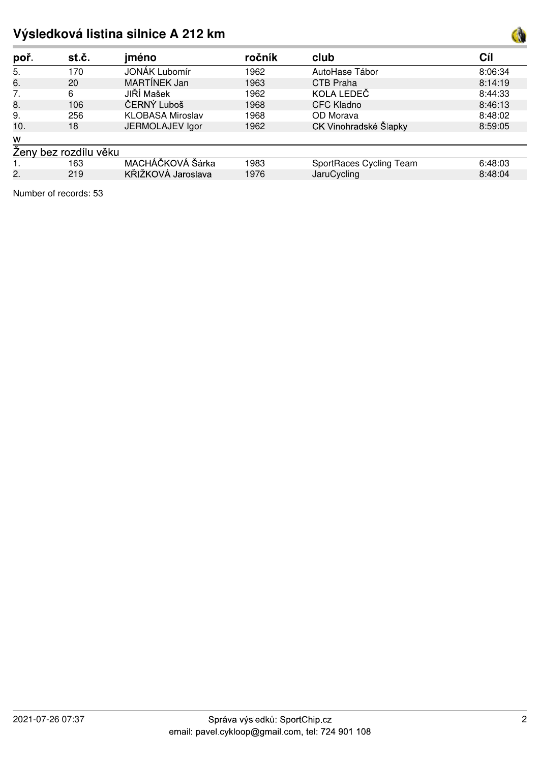# Výsledková listina silnice A 212 km

| poř. | st.č. | jméno | ročník | club | Cíl |
|---|---|---|---|---|---|
| 5. | 170 | JONÁK Lubomír | 1962 | AutoHase Tábor | 8:06:34 |
| 6. | 20 | MARTÍNEK Jan | 1963 | CTB Praha | 8:14:19 |
| 7. | 6 | JIŘÍ Mašek | 1962 | KOLA LEDEČ | 8:44:33 |
| 8. | 106 | ČERNÝ Luboš | 1968 | CFC Kladno | 8:46:13 |
| 9. | 256 | KLOBASA Miroslav | 1968 | OD Morava | 8:48:02 |
| 10. | 18 | JERMOLAJEV Igor | 1962 | CK Vinohradské Šlapky | 8:59:05 |

w

Ženy bez rozdílu věku

| poř. | st.č. | jméno | ročník | club | Cíl |
|---|---|---|---|---|---|
| 1. | 163 | MACHÁČKOVÁ Šárka | 1983 | SportRaces Cycling Team | 6:48:03 |
| 2. | 219 | KŘIŽKOVÁ Jaroslava | 1976 | JaruCycling | 8:48:04 |

Number of records: 53

2021-07-26 07:37

Správa výsledků: SportChip.cz
email: pavel.cykloop@gmail.com, tel: 724 901 108